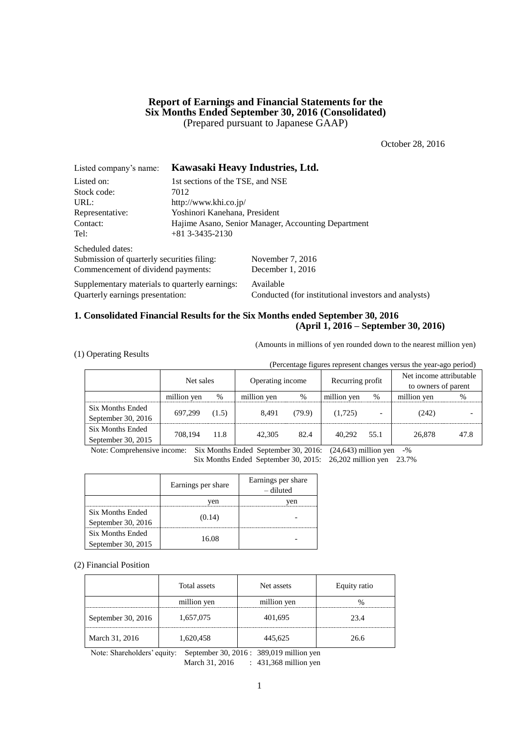# Report of Earnings and Financial Statements for the Six Months Ended September 30, 2016 (Consolidated)

(Prepared pursuant to Japanese GAAP)

October 28, 2016

| | |
|---|---|
| Listed company's name: | **Kawasaki Heavy Industries, Ltd.** |
| Listed on: | 1st sections of the TSE, and NSE |
| Stock code: | 7012 |
| URL: | http://www.khi.co.jp/ |
| Representative: | Yoshinori Kanehana, President |
| Contact: | Hajime Asano, Senior Manager, Accounting Department |
| Tel: | +81 3-3435-2130 |

Scheduled dates:

| | |
|---|---|
| Submission of quarterly securities filing: | November 7, 2016 |
| Commencement of dividend payments: | December 1, 2016 |
| Supplementary materials to quarterly earnings: | Available |
| Quarterly earnings presentation: | Conducted (for institutional investors and analysts) |

## 1. Consolidated Financial Results for the Six Months ended September 30, 2016 (April 1, 2016 – September 30, 2016)

(Amounts in millions of yen rounded down to the nearest million yen)

(1) Operating Results

(Percentage figures represent changes versus the year-ago period)

| | Net sales | | Operating income | | Recurring profit | | Net income attributable to owners of parent | |
|---|---|---|---|---|---|---|---|---|
| | million yen | % | million yen | % | million yen | % | million yen | % |
| Six Months Ended September 30, 2016 | 697,299 | (1.5) | 8,491 | (79.9) | (1,725) | - | (242) | - |
| Six Months Ended September 30, 2015 | 708,194 | 11.8 | 42,305 | 82.4 | 40,292 | 55.1 | 26,878 | 47.8 |

Note: Comprehensive income: Six Months Ended September 30, 2016: (24,643) million yen -%
Six Months Ended September 30, 2015: 26,202 million yen 23.7%

| | Earnings per share | Earnings per share – diluted |
|---|---|---|
| | yen | yen |
| Six Months Ended September 30, 2016 | (0.14) | - |
| Six Months Ended September 30, 2015 | 16.08 | - |

(2) Financial Position

| | Total assets | Net assets | Equity ratio |
|---|---|---|---|
| | million yen | million yen | % |
| September 30, 2016 | 1,657,075 | 401,695 | 23.4 |
| March 31, 2016 | 1,620,458 | 445,625 | 26.6 |

Note: Shareholders' equity: September 30, 2016 : 389,019 million yen
March 31, 2016 : 431,368 million yen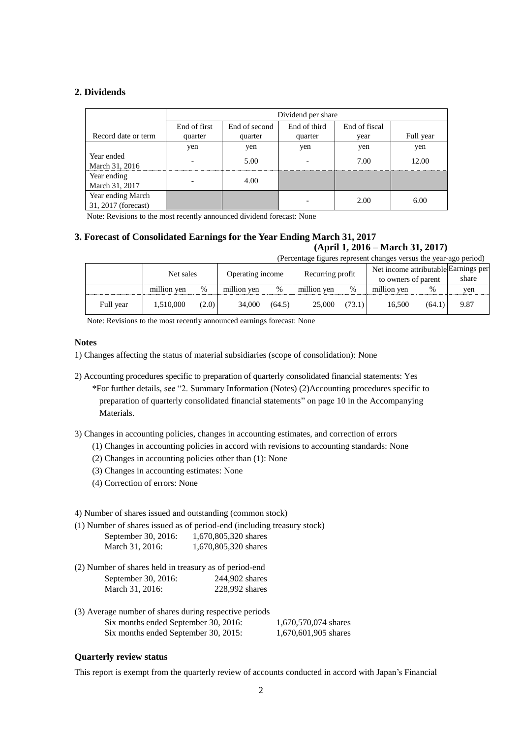## 2. Dividends

| Record date or term | Dividend per share | | | | |
|---|---|---|---|---|---|
| | End of first quarter | End of second quarter | End of third quarter | End of fiscal year | Full year |
| | yen | yen | yen | yen | yen |
| Year ended March 31, 2016 | - | 5.00 | - | 7.00 | 12.00 |
| Year ending March 31, 2017 | - | 4.00 | | | |
| Year ending March 31, 2017 (forecast) | | | - | 2.00 | 6.00 |

Note: Revisions to the most recently announced dividend forecast: None

## 3. Forecast of Consolidated Earnings for the Year Ending March 31, 2017
**(April 1, 2016 – March 31, 2017)**

(Percentage figures represent changes versus the year-ago period)

| | Net sales | | Operating income | | Recurring profit | | Net income attributable to owners of parent | | Earnings per share |
|---|---|---|---|---|---|---|---|---|---|
| | million yen | % | million yen | % | million yen | % | million yen | % | yen |
| Full year | 1,510,000 | (2.0) | 34,000 | (64.5) | 25,000 | (73.1) | 16,500 | (64.1) | 9.87 |

Note: Revisions to the most recently announced earnings forecast: None

### Notes

1) Changes affecting the status of material subsidiaries (scope of consolidation): None

2) Accounting procedures specific to preparation of quarterly consolidated financial statements: Yes
*For further details, see "2. Summary Information (Notes) (2)Accounting procedures specific to preparation of quarterly consolidated financial statements" on page 10 in the Accompanying Materials.

3) Changes in accounting policies, changes in accounting estimates, and correction of errors
(1) Changes in accounting policies in accord with revisions to accounting standards: None
(2) Changes in accounting policies other than (1): None
(3) Changes in accounting estimates: None
(4) Correction of errors: None

4) Number of shares issued and outstanding (common stock)
(1) Number of shares issued as of period-end (including treasury stock)
September 30, 2016: 1,670,805,320 shares
March 31, 2016: 1,670,805,320 shares

(2) Number of shares held in treasury as of period-end
September 30, 2016: 244,902 shares
March 31, 2016: 228,992 shares

(3) Average number of shares during respective periods
Six months ended September 30, 2016: 1,670,570,074 shares
Six months ended September 30, 2015: 1,670,601,905 shares

### Quarterly review status

This report is exempt from the quarterly review of accounts conducted in accord with Japan's Financial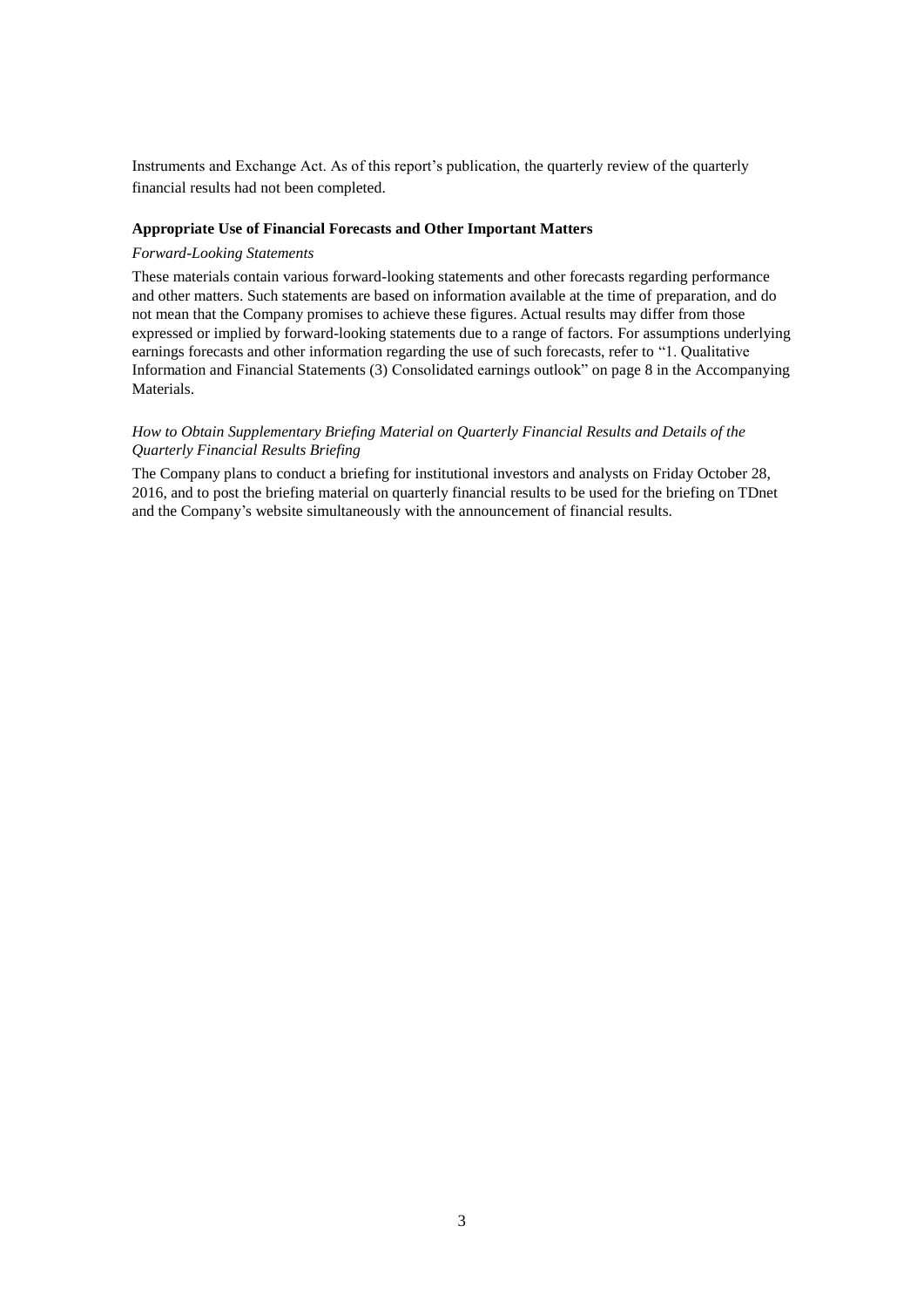Instruments and Exchange Act. As of this report's publication, the quarterly review of the quarterly financial results had not been completed.

**Appropriate Use of Financial Forecasts and Other Important Matters**

*Forward-Looking Statements*

These materials contain various forward-looking statements and other forecasts regarding performance and other matters. Such statements are based on information available at the time of preparation, and do not mean that the Company promises to achieve these figures. Actual results may differ from those expressed or implied by forward-looking statements due to a range of factors. For assumptions underlying earnings forecasts and other information regarding the use of such forecasts, refer to "1. Qualitative Information and Financial Statements (3) Consolidated earnings outlook" on page 8 in the Accompanying Materials.

*How to Obtain Supplementary Briefing Material on Quarterly Financial Results and Details of the Quarterly Financial Results Briefing*

The Company plans to conduct a briefing for institutional investors and analysts on Friday October 28, 2016, and to post the briefing material on quarterly financial results to be used for the briefing on TDnet and the Company's website simultaneously with the announcement of financial results.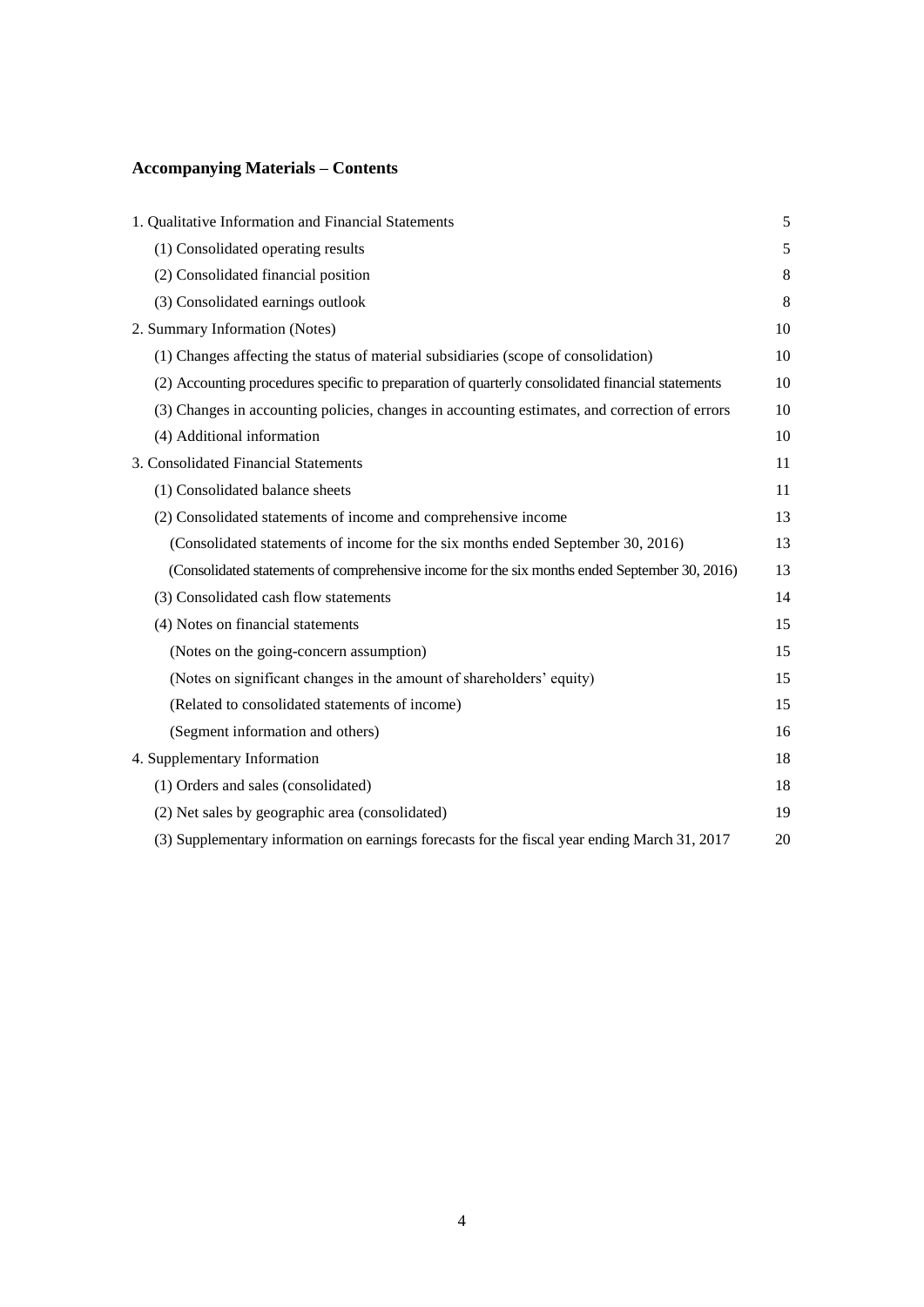## Accompanying Materials – Contents

| | |
|---|---|
| 1. Qualitative Information and Financial Statements | 5 |
| (1) Consolidated operating results | 5 |
| (2) Consolidated financial position | 8 |
| (3) Consolidated earnings outlook | 8 |
| 2. Summary Information (Notes) | 10 |
| (1) Changes affecting the status of material subsidiaries (scope of consolidation) | 10 |
| (2) Accounting procedures specific to preparation of quarterly consolidated financial statements | 10 |
| (3) Changes in accounting policies, changes in accounting estimates, and correction of errors | 10 |
| (4) Additional information | 10 |
| 3. Consolidated Financial Statements | 11 |
| (1) Consolidated balance sheets | 11 |
| (2) Consolidated statements of income and comprehensive income | 13 |
| (Consolidated statements of income for the six months ended September 30, 2016) | 13 |
| (Consolidated statements of comprehensive income for the six months ended September 30, 2016) | 13 |
| (3) Consolidated cash flow statements | 14 |
| (4) Notes on financial statements | 15 |
| (Notes on the going-concern assumption) | 15 |
| (Notes on significant changes in the amount of shareholders' equity) | 15 |
| (Related to consolidated statements of income) | 15 |
| (Segment information and others) | 16 |
| 4. Supplementary Information | 18 |
| (1) Orders and sales (consolidated) | 18 |
| (2) Net sales by geographic area (consolidated) | 19 |
| (3) Supplementary information on earnings forecasts for the fiscal year ending March 31, 2017 | 20 |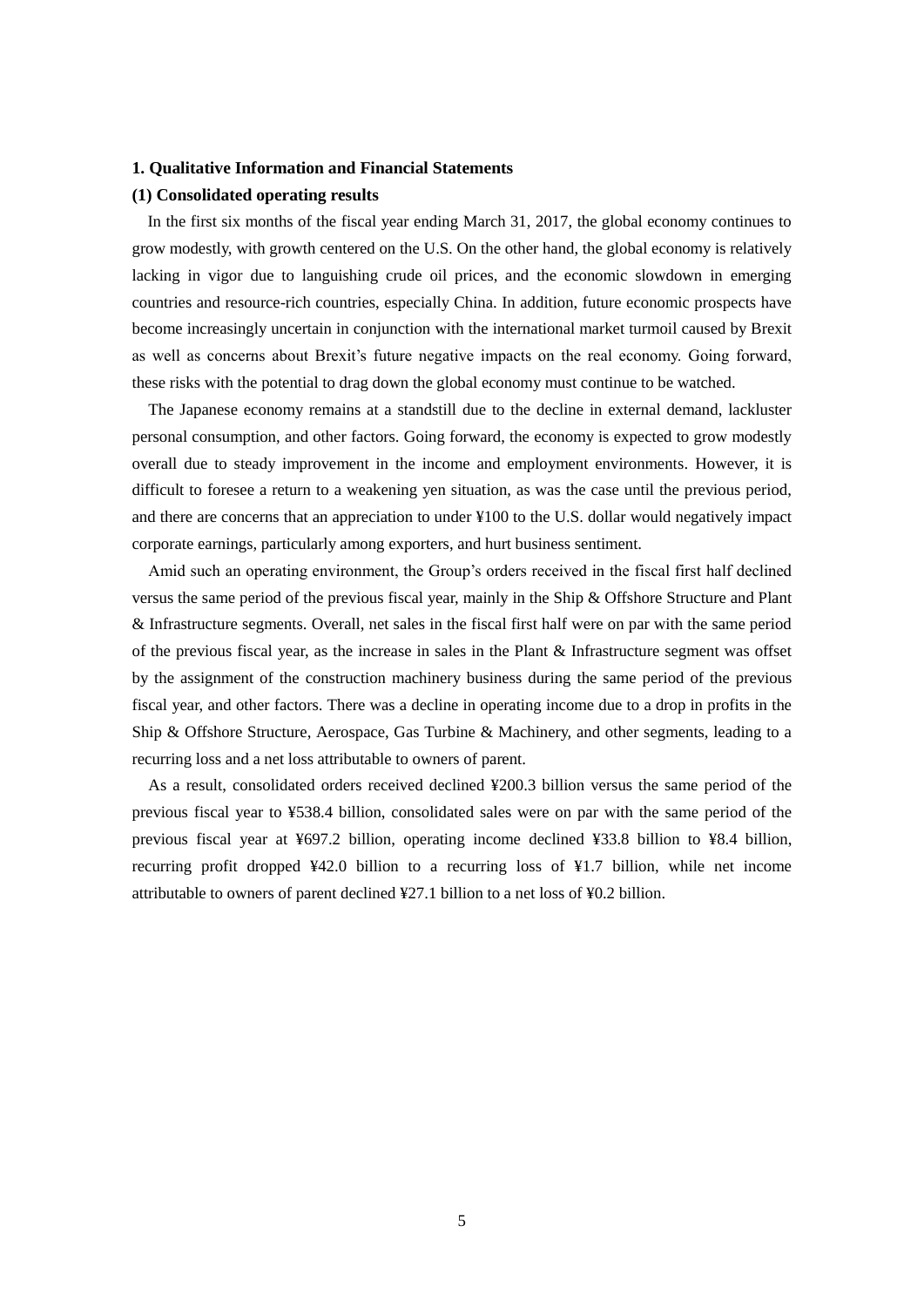## 1. Qualitative Information and Financial Statements

### (1) Consolidated operating results

In the first six months of the fiscal year ending March 31, 2017, the global economy continues to grow modestly, with growth centered on the U.S. On the other hand, the global economy is relatively lacking in vigor due to languishing crude oil prices, and the economic slowdown in emerging countries and resource-rich countries, especially China. In addition, future economic prospects have become increasingly uncertain in conjunction with the international market turmoil caused by Brexit as well as concerns about Brexit's future negative impacts on the real economy. Going forward, these risks with the potential to drag down the global economy must continue to be watched.

The Japanese economy remains at a standstill due to the decline in external demand, lackluster personal consumption, and other factors. Going forward, the economy is expected to grow modestly overall due to steady improvement in the income and employment environments. However, it is difficult to foresee a return to a weakening yen situation, as was the case until the previous period, and there are concerns that an appreciation to under ¥100 to the U.S. dollar would negatively impact corporate earnings, particularly among exporters, and hurt business sentiment.

Amid such an operating environment, the Group's orders received in the fiscal first half declined versus the same period of the previous fiscal year, mainly in the Ship & Offshore Structure and Plant & Infrastructure segments. Overall, net sales in the fiscal first half were on par with the same period of the previous fiscal year, as the increase in sales in the Plant & Infrastructure segment was offset by the assignment of the construction machinery business during the same period of the previous fiscal year, and other factors. There was a decline in operating income due to a drop in profits in the Ship & Offshore Structure, Aerospace, Gas Turbine & Machinery, and other segments, leading to a recurring loss and a net loss attributable to owners of parent.

As a result, consolidated orders received declined ¥200.3 billion versus the same period of the previous fiscal year to ¥538.4 billion, consolidated sales were on par with the same period of the previous fiscal year at ¥697.2 billion, operating income declined ¥33.8 billion to ¥8.4 billion, recurring profit dropped ¥42.0 billion to a recurring loss of ¥1.7 billion, while net income attributable to owners of parent declined ¥27.1 billion to a net loss of ¥0.2 billion.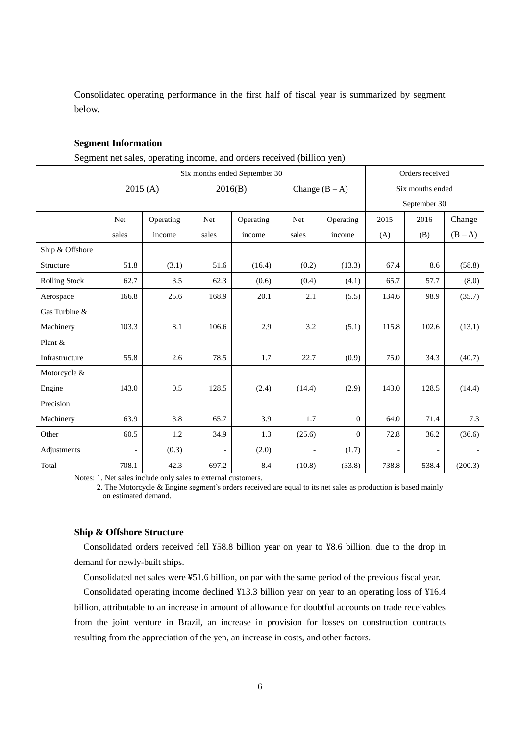Consolidated operating performance in the first half of fiscal year is summarized by segment below.

**Segment Information**

Segment net sales, operating income, and orders received (billion yen)

| | Six months ended September 30 | | | | | | Orders received | | |
|---|---|---|---|---|---|---|---|---|---|
| | 2015 (A) | | 2016(B) | | Change (B – A) | | Six months ended September 30 | | |
| | Net sales | Operating income | Net sales | Operating income | Net sales | Operating income | 2015 (A) | 2016 (B) | Change (B – A) |
| Ship & Offshore Structure | 51.8 | (3.1) | 51.6 | (16.4) | (0.2) | (13.3) | 67.4 | 8.6 | (58.8) |
| Rolling Stock | 62.7 | 3.5 | 62.3 | (0.6) | (0.4) | (4.1) | 65.7 | 57.7 | (8.0) |
| Aerospace | 166.8 | 25.6 | 168.9 | 20.1 | 2.1 | (5.5) | 134.6 | 98.9 | (35.7) |
| Gas Turbine & Machinery | 103.3 | 8.1 | 106.6 | 2.9 | 3.2 | (5.1) | 115.8 | 102.6 | (13.1) |
| Plant & Infrastructure | 55.8 | 2.6 | 78.5 | 1.7 | 22.7 | (0.9) | 75.0 | 34.3 | (40.7) |
| Motorcycle & Engine | 143.0 | 0.5 | 128.5 | (2.4) | (14.4) | (2.9) | 143.0 | 128.5 | (14.4) |
| Precision Machinery | 63.9 | 3.8 | 65.7 | 3.9 | 1.7 | 0 | 64.0 | 71.4 | 7.3 |
| Other | 60.5 | 1.2 | 34.9 | 1.3 | (25.6) | 0 | 72.8 | 36.2 | (36.6) |
| Adjustments | - | (0.3) | - | (2.0) | - | (1.7) | - | - | - |
| Total | 708.1 | 42.3 | 697.2 | 8.4 | (10.8) | (33.8) | 738.8 | 538.4 | (200.3) |

Notes: 1. Net sales include only sales to external customers.

2. The Motorcycle & Engine segment's orders received are equal to its net sales as production is based mainly on estimated demand.

**Ship & Offshore Structure**

Consolidated orders received fell ¥58.8 billion year on year to ¥8.6 billion, due to the drop in demand for newly-built ships.

Consolidated net sales were ¥51.6 billion, on par with the same period of the previous fiscal year.

Consolidated operating income declined ¥13.3 billion year on year to an operating loss of ¥16.4 billion, attributable to an increase in amount of allowance for doubtful accounts on trade receivables from the joint venture in Brazil, an increase in provision for losses on construction contracts resulting from the appreciation of the yen, an increase in costs, and other factors.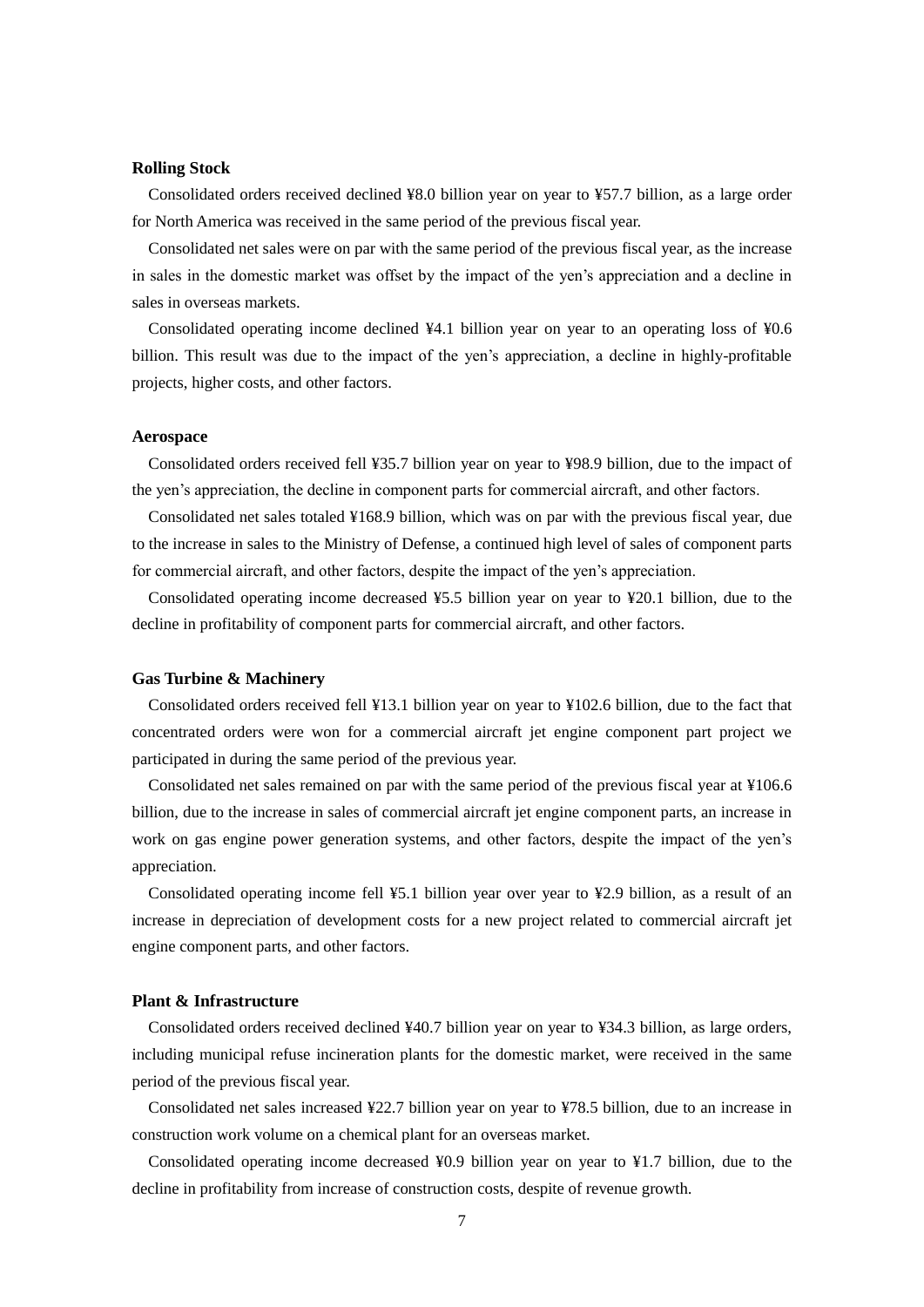**Rolling Stock**

Consolidated orders received declined ¥8.0 billion year on year to ¥57.7 billion, as a large order for North America was received in the same period of the previous fiscal year.

Consolidated net sales were on par with the same period of the previous fiscal year, as the increase in sales in the domestic market was offset by the impact of the yen's appreciation and a decline in sales in overseas markets.

Consolidated operating income declined ¥4.1 billion year on year to an operating loss of ¥0.6 billion. This result was due to the impact of the yen's appreciation, a decline in highly-profitable projects, higher costs, and other factors.

**Aerospace**

Consolidated orders received fell ¥35.7 billion year on year to ¥98.9 billion, due to the impact of the yen's appreciation, the decline in component parts for commercial aircraft, and other factors.

Consolidated net sales totaled ¥168.9 billion, which was on par with the previous fiscal year, due to the increase in sales to the Ministry of Defense, a continued high level of sales of component parts for commercial aircraft, and other factors, despite the impact of the yen's appreciation.

Consolidated operating income decreased ¥5.5 billion year on year to ¥20.1 billion, due to the decline in profitability of component parts for commercial aircraft, and other factors.

**Gas Turbine & Machinery**

Consolidated orders received fell ¥13.1 billion year on year to ¥102.6 billion, due to the fact that concentrated orders were won for a commercial aircraft jet engine component part project we participated in during the same period of the previous year.

Consolidated net sales remained on par with the same period of the previous fiscal year at ¥106.6 billion, due to the increase in sales of commercial aircraft jet engine component parts, an increase in work on gas engine power generation systems, and other factors, despite the impact of the yen's appreciation.

Consolidated operating income fell ¥5.1 billion year over year to ¥2.9 billion, as a result of an increase in depreciation of development costs for a new project related to commercial aircraft jet engine component parts, and other factors.

**Plant & Infrastructure**

Consolidated orders received declined ¥40.7 billion year on year to ¥34.3 billion, as large orders, including municipal refuse incineration plants for the domestic market, were received in the same period of the previous fiscal year.

Consolidated net sales increased ¥22.7 billion year on year to ¥78.5 billion, due to an increase in construction work volume on a chemical plant for an overseas market.

Consolidated operating income decreased ¥0.9 billion year on year to ¥1.7 billion, due to the decline in profitability from increase of construction costs, despite of revenue growth.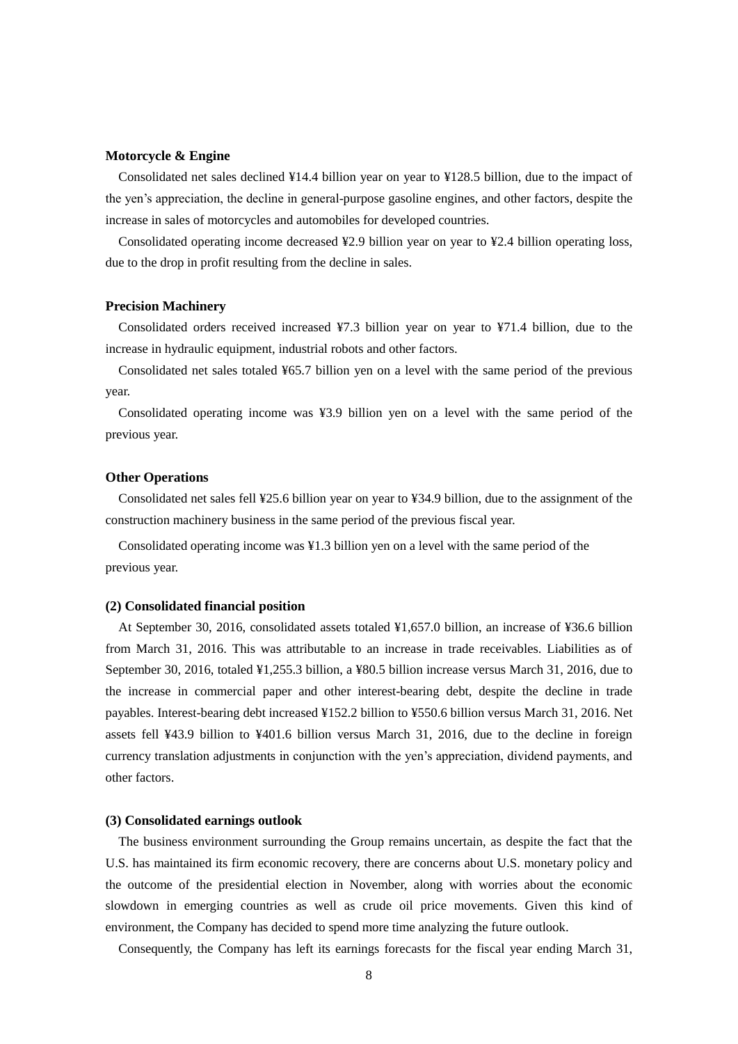**Motorcycle & Engine**

Consolidated net sales declined ¥14.4 billion year on year to ¥128.5 billion, due to the impact of the yen's appreciation, the decline in general-purpose gasoline engines, and other factors, despite the increase in sales of motorcycles and automobiles for developed countries.

Consolidated operating income decreased ¥2.9 billion year on year to ¥2.4 billion operating loss, due to the drop in profit resulting from the decline in sales.

**Precision Machinery**

Consolidated orders received increased ¥7.3 billion year on year to ¥71.4 billion, due to the increase in hydraulic equipment, industrial robots and other factors.

Consolidated net sales totaled ¥65.7 billion yen on a level with the same period of the previous year.

Consolidated operating income was ¥3.9 billion yen on a level with the same period of the previous year.

**Other Operations**

Consolidated net sales fell ¥25.6 billion year on year to ¥34.9 billion, due to the assignment of the construction machinery business in the same period of the previous fiscal year.

Consolidated operating income was ¥1.3 billion yen on a level with the same period of the previous year.

**(2) Consolidated financial position**

At September 30, 2016, consolidated assets totaled ¥1,657.0 billion, an increase of ¥36.6 billion from March 31, 2016. This was attributable to an increase in trade receivables. Liabilities as of September 30, 2016, totaled ¥1,255.3 billion, a ¥80.5 billion increase versus March 31, 2016, due to the increase in commercial paper and other interest-bearing debt, despite the decline in trade payables. Interest-bearing debt increased ¥152.2 billion to ¥550.6 billion versus March 31, 2016. Net assets fell ¥43.9 billion to ¥401.6 billion versus March 31, 2016, due to the decline in foreign currency translation adjustments in conjunction with the yen's appreciation, dividend payments, and other factors.

**(3) Consolidated earnings outlook**

The business environment surrounding the Group remains uncertain, as despite the fact that the U.S. has maintained its firm economic recovery, there are concerns about U.S. monetary policy and the outcome of the presidential election in November, along with worries about the economic slowdown in emerging countries as well as crude oil price movements. Given this kind of environment, the Company has decided to spend more time analyzing the future outlook.

Consequently, the Company has left its earnings forecasts for the fiscal year ending March 31,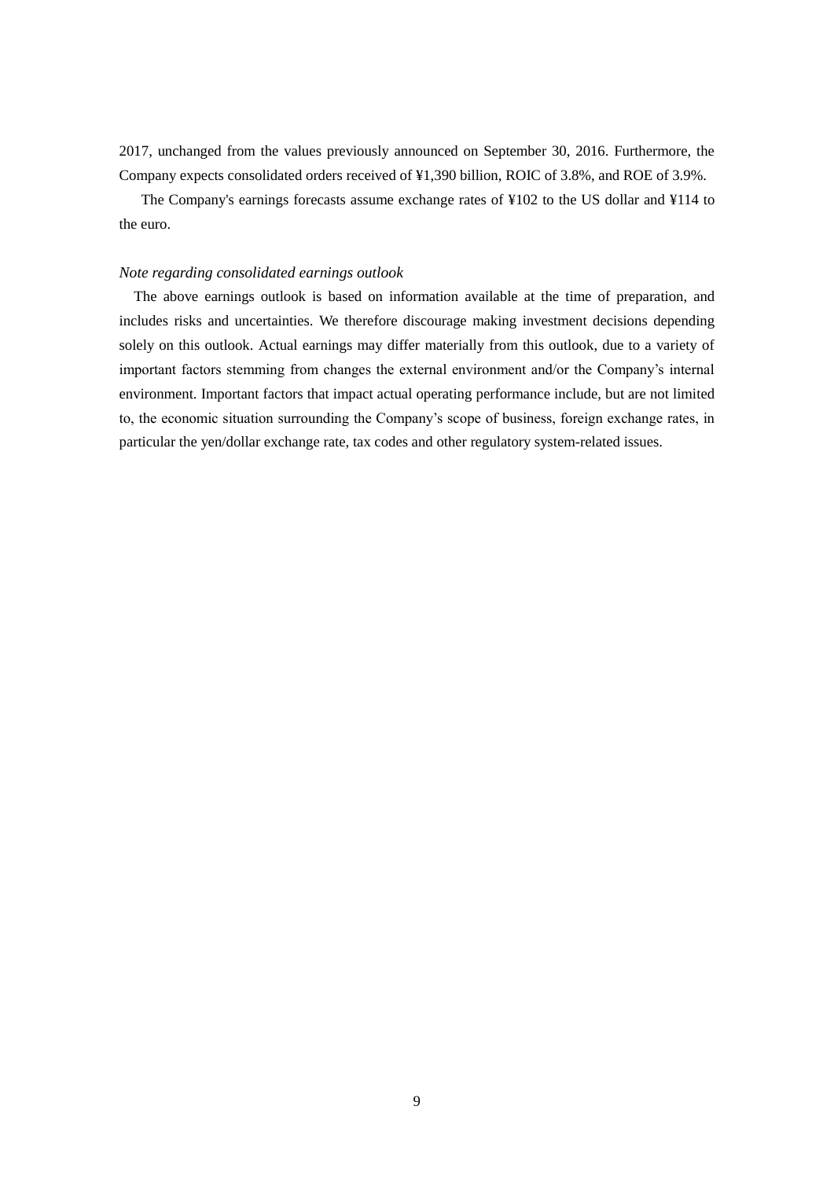2017, unchanged from the values previously announced on September 30, 2016. Furthermore, the Company expects consolidated orders received of ¥1,390 billion, ROIC of 3.8%, and ROE of 3.9%.

The Company's earnings forecasts assume exchange rates of ¥102 to the US dollar and ¥114 to the euro.

*Note regarding consolidated earnings outlook*

The above earnings outlook is based on information available at the time of preparation, and includes risks and uncertainties. We therefore discourage making investment decisions depending solely on this outlook. Actual earnings may differ materially from this outlook, due to a variety of important factors stemming from changes the external environment and/or the Company's internal environment. Important factors that impact actual operating performance include, but are not limited to, the economic situation surrounding the Company's scope of business, foreign exchange rates, in particular the yen/dollar exchange rate, tax codes and other regulatory system-related issues.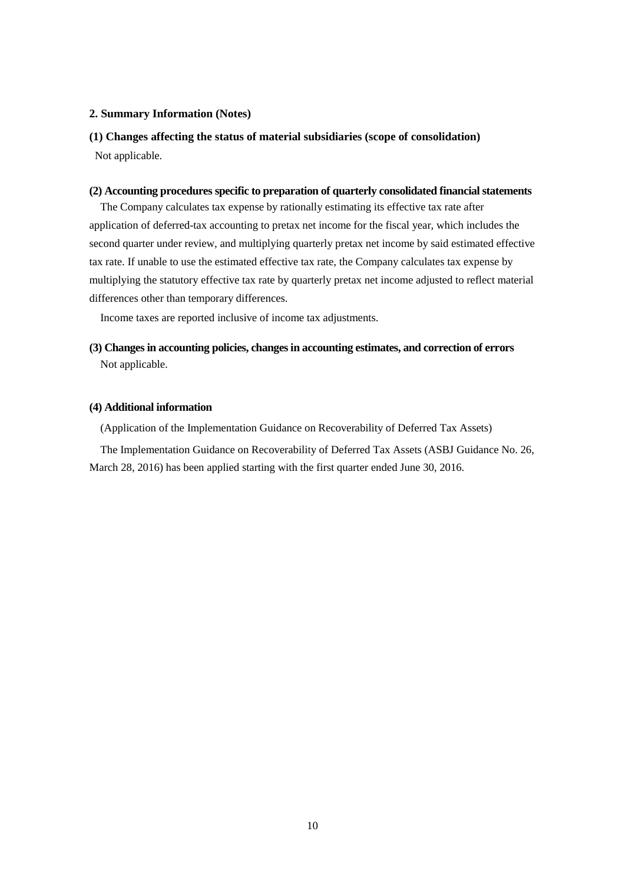## 2. Summary Information (Notes)

### (1) Changes affecting the status of material subsidiaries (scope of consolidation)

Not applicable.

### (2) Accounting procedures specific to preparation of quarterly consolidated financial statements

The Company calculates tax expense by rationally estimating its effective tax rate after application of deferred-tax accounting to pretax net income for the fiscal year, which includes the second quarter under review, and multiplying quarterly pretax net income by said estimated effective tax rate. If unable to use the estimated effective tax rate, the Company calculates tax expense by multiplying the statutory effective tax rate by quarterly pretax net income adjusted to reflect material differences other than temporary differences.

Income taxes are reported inclusive of income tax adjustments.

### (3) Changes in accounting policies, changes in accounting estimates, and correction of errors

Not applicable.

### (4) Additional information

(Application of the Implementation Guidance on Recoverability of Deferred Tax Assets)

The Implementation Guidance on Recoverability of Deferred Tax Assets (ASBJ Guidance No. 26, March 28, 2016) has been applied starting with the first quarter ended June 30, 2016.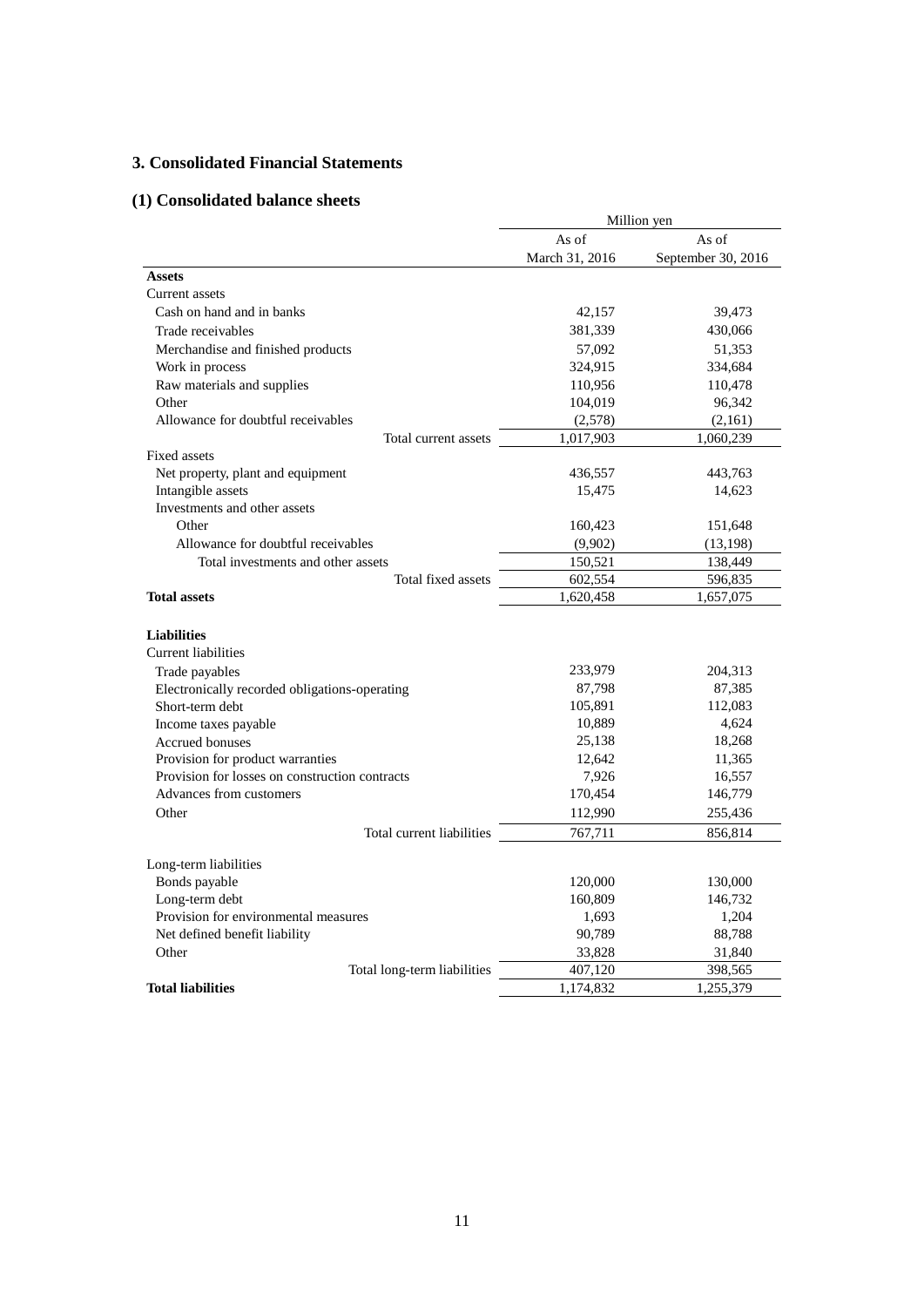## 3. Consolidated Financial Statements

### (1) Consolidated balance sheets

| | Million yen | |
|---|---|---|
| | As of March 31, 2016 | As of September 30, 2016 |
| **Assets** | | |
| Current assets | | |
| Cash on hand and in banks | 42,157 | 39,473 |
| Trade receivables | 381,339 | 430,066 |
| Merchandise and finished products | 57,092 | 51,353 |
| Work in process | 324,915 | 334,684 |
| Raw materials and supplies | 110,956 | 110,478 |
| Other | 104,019 | 96,342 |
| Allowance for doubtful receivables | (2,578) | (2,161) |
| Total current assets | 1,017,903 | 1,060,239 |
| Fixed assets | | |
| Net property, plant and equipment | 436,557 | 443,763 |
| Intangible assets | 15,475 | 14,623 |
| Investments and other assets | | |
| Other | 160,423 | 151,648 |
| Allowance for doubtful receivables | (9,902) | (13,198) |
| Total investments and other assets | 150,521 | 138,449 |
| Total fixed assets | 602,554 | 596,835 |
| **Total assets** | 1,620,458 | 1,657,075 |
| | | |
| **Liabilities** | | |
| Current liabilities | | |
| Trade payables | 233,979 | 204,313 |
| Electronically recorded obligations-operating | 87,798 | 87,385 |
| Short-term debt | 105,891 | 112,083 |
| Income taxes payable | 10,889 | 4,624 |
| Accrued bonuses | 25,138 | 18,268 |
| Provision for product warranties | 12,642 | 11,365 |
| Provision for losses on construction contracts | 7,926 | 16,557 |
| Advances from customers | 170,454 | 146,779 |
| Other | 112,990 | 255,436 |
| Total current liabilities | 767,711 | 856,814 |
| | | |
| Long-term liabilities | | |
| Bonds payable | 120,000 | 130,000 |
| Long-term debt | 160,809 | 146,732 |
| Provision for environmental measures | 1,693 | 1,204 |
| Net defined benefit liability | 90,789 | 88,788 |
| Other | 33,828 | 31,840 |
| Total long-term liabilities | 407,120 | 398,565 |
| **Total liabilities** | 1,174,832 | 1,255,379 |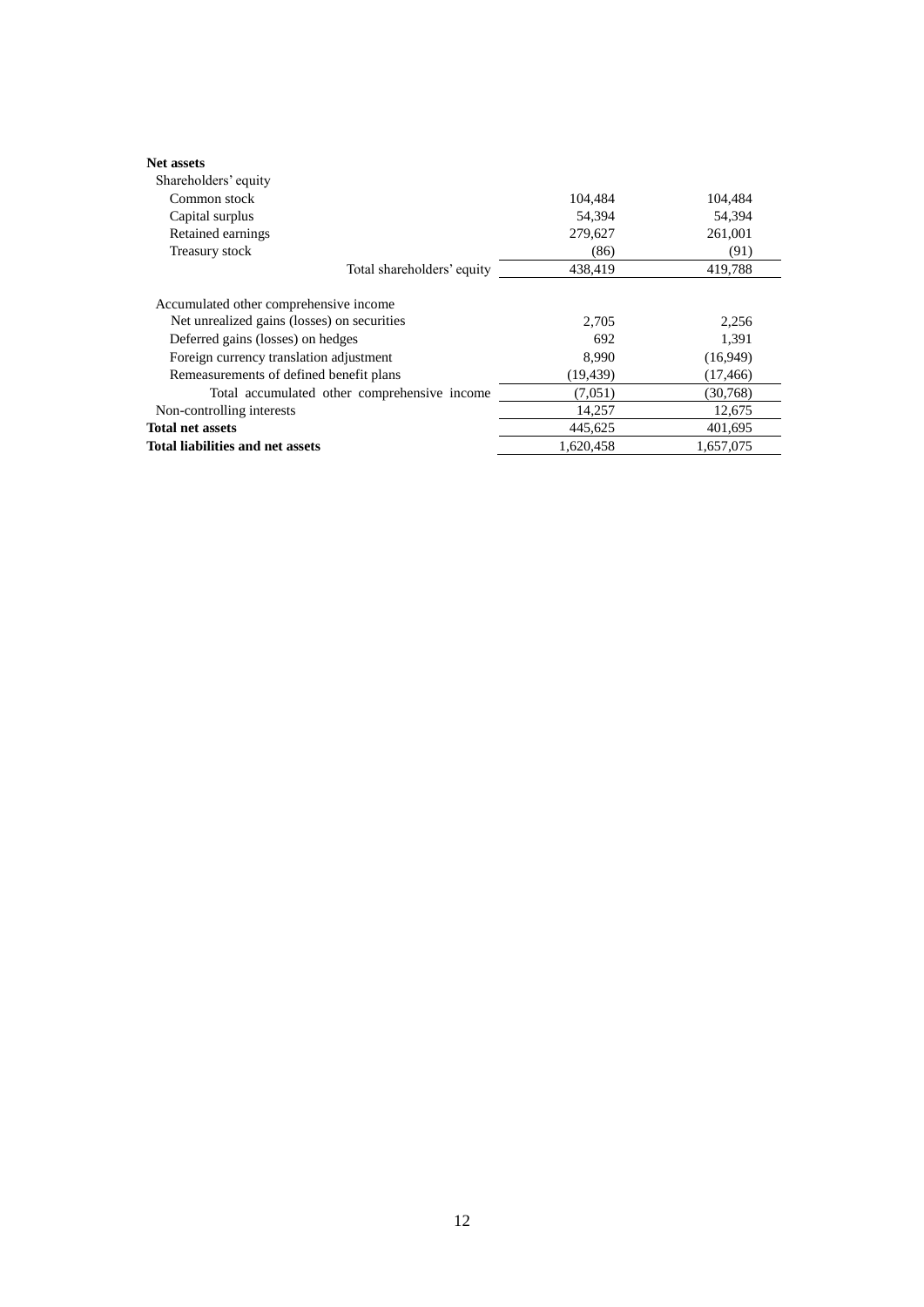| | | |
|---|---|---|
| **Net assets** | | |
| Shareholders' equity | | |
| Common stock | 104,484 | 104,484 |
| Capital surplus | 54,394 | 54,394 |
| Retained earnings | 279,627 | 261,001 |
| Treasury stock | (86) | (91) |
| Total shareholders' equity | 438,419 | 419,788 |
| Accumulated other comprehensive income | | |
| Net unrealized gains (losses) on securities | 2,705 | 2,256 |
| Deferred gains (losses) on hedges | 692 | 1,391 |
| Foreign currency translation adjustment | 8,990 | (16,949) |
| Remeasurements of defined benefit plans | (19,439) | (17,466) |
| Total accumulated other comprehensive income | (7,051) | (30,768) |
| Non-controlling interests | 14,257 | 12,675 |
| **Total net assets** | 445,625 | 401,695 |
| **Total liabilities and net assets** | 1,620,458 | 1,657,075 |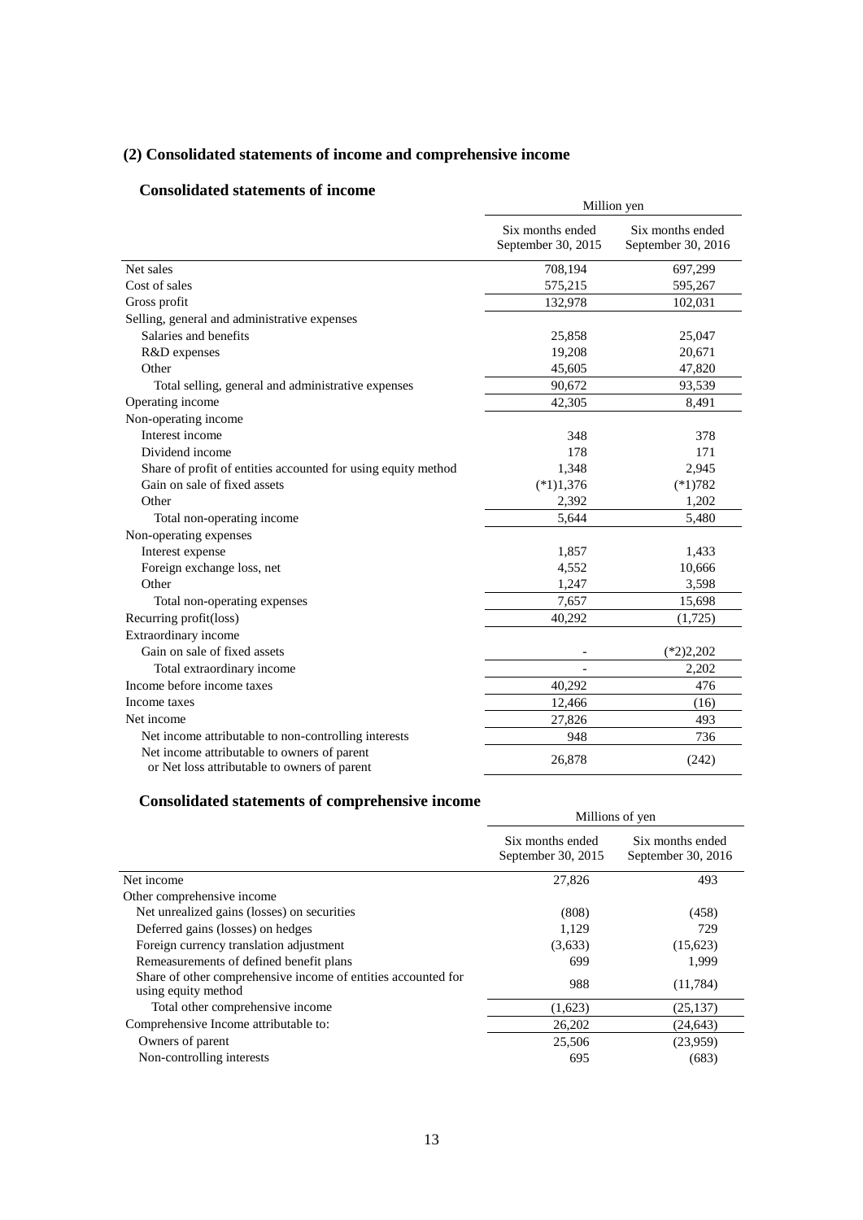## (2) Consolidated statements of income and comprehensive income

### Consolidated statements of income

| | Million yen | |
|---|---|---|
| | Six months ended September 30, 2015 | Six months ended September 30, 2016 |
| Net sales | 708,194 | 697,299 |
| Cost of sales | 575,215 | 595,267 |
| Gross profit | 132,978 | 102,031 |
| Selling, general and administrative expenses | | |
| Salaries and benefits | 25,858 | 25,047 |
| R&D expenses | 19,208 | 20,671 |
| Other | 45,605 | 47,820 |
| Total selling, general and administrative expenses | 90,672 | 93,539 |
| Operating income | 42,305 | 8,491 |
| Non-operating income | | |
| Interest income | 348 | 378 |
| Dividend income | 178 | 171 |
| Share of profit of entities accounted for using equity method | 1,348 | 2,945 |
| Gain on sale of fixed assets | (*1)1,376 | (*1)782 |
| Other | 2,392 | 1,202 |
| Total non-operating income | 5,644 | 5,480 |
| Non-operating expenses | | |
| Interest expense | 1,857 | 1,433 |
| Foreign exchange loss, net | 4,552 | 10,666 |
| Other | 1,247 | 3,598 |
| Total non-operating expenses | 7,657 | 15,698 |
| Recurring profit(loss) | 40,292 | (1,725) |
| Extraordinary income | | |
| Gain on sale of fixed assets | - | (*2)2,202 |
| Total extraordinary income | - | 2,202 |
| Income before income taxes | 40,292 | 476 |
| Income taxes | 12,466 | (16) |
| Net income | 27,826 | 493 |
| Net income attributable to non-controlling interests | 948 | 736 |
| Net income attributable to owners of parent or Net loss attributable to owners of parent | 26,878 | (242) |

### Consolidated statements of comprehensive income

| | Millions of yen | |
|---|---|---|
| | Six months ended September 30, 2015 | Six months ended September 30, 2016 |
| Net income | 27,826 | 493 |
| Other comprehensive income | | |
| Net unrealized gains (losses) on securities | (808) | (458) |
| Deferred gains (losses) on hedges | 1,129 | 729 |
| Foreign currency translation adjustment | (3,633) | (15,623) |
| Remeasurements of defined benefit plans | 699 | 1,999 |
| Share of other comprehensive income of entities accounted for using equity method | 988 | (11,784) |
| Total other comprehensive income | (1,623) | (25,137) |
| Comprehensive Income attributable to: | 26,202 | (24,643) |
| Owners of parent | 25,506 | (23,959) |
| Non-controlling interests | 695 | (683) |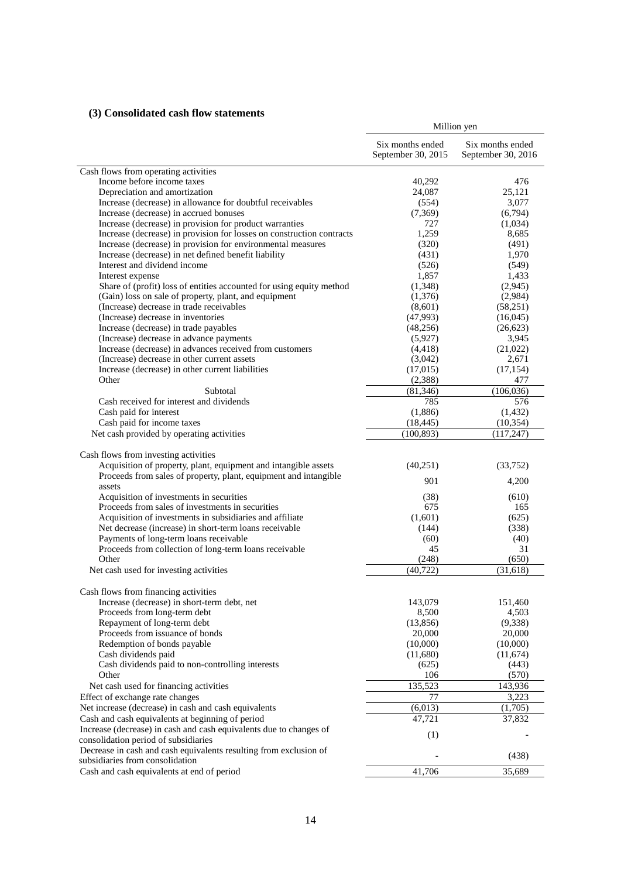### (3) Consolidated cash flow statements

| | Million yen | |
|---|---|---|
| | Six months ended September 30, 2015 | Six months ended September 30, 2016 |
| Cash flows from operating activities | | |
| Income before income taxes | 40,292 | 476 |
| Depreciation and amortization | 24,087 | 25,121 |
| Increase (decrease) in allowance for doubtful receivables | (554) | 3,077 |
| Increase (decrease) in accrued bonuses | (7,369) | (6,794) |
| Increase (decrease) in provision for product warranties | 727 | (1,034) |
| Increase (decrease) in provision for losses on construction contracts | 1,259 | 8,685 |
| Increase (decrease) in provision for environmental measures | (320) | (491) |
| Increase (decrease) in net defined benefit liability | (431) | 1,970 |
| Interest and dividend income | (526) | (549) |
| Interest expense | 1,857 | 1,433 |
| Share of (profit) loss of entities accounted for using equity method | (1,348) | (2,945) |
| (Gain) loss on sale of property, plant, and equipment | (1,376) | (2,984) |
| (Increase) decrease in trade receivables | (8,601) | (58,251) |
| (Increase) decrease in inventories | (47,993) | (16,045) |
| Increase (decrease) in trade payables | (48,256) | (26,623) |
| (Increase) decrease in advance payments | (5,927) | 3,945 |
| Increase (decrease) in advances received from customers | (4,418) | (21,022) |
| (Increase) decrease in other current assets | (3,042) | 2,671 |
| Increase (decrease) in other current liabilities | (17,015) | (17,154) |
| Other | (2,388) | 477 |
| Subtotal | (81,346) | (106,036) |
| Cash received for interest and dividends | 785 | 576 |
| Cash paid for interest | (1,886) | (1,432) |
| Cash paid for income taxes | (18,445) | (10,354) |
| Net cash provided by operating activities | (100,893) | (117,247) |
| | | |
| Cash flows from investing activities | | |
| Acquisition of property, plant, equipment and intangible assets | (40,251) | (33,752) |
| Proceeds from sales of property, plant, equipment and intangible assets | 901 | 4,200 |
| Acquisition of investments in securities | (38) | (610) |
| Proceeds from sales of investments in securities | 675 | 165 |
| Acquisition of investments in subsidiaries and affiliate | (1,601) | (625) |
| Net decrease (increase) in short-term loans receivable | (144) | (338) |
| Payments of long-term loans receivable | (60) | (40) |
| Proceeds from collection of long-term loans receivable | 45 | 31 |
| Other | (248) | (650) |
| Net cash used for investing activities | (40,722) | (31,618) |
| | | |
| Cash flows from financing activities | | |
| Increase (decrease) in short-term debt, net | 143,079 | 151,460 |
| Proceeds from long-term debt | 8,500 | 4,503 |
| Repayment of long-term debt | (13,856) | (9,338) |
| Proceeds from issuance of bonds | 20,000 | 20,000 |
| Redemption of bonds payable | (10,000) | (10,000) |
| Cash dividends paid | (11,680) | (11,674) |
| Cash dividends paid to non-controlling interests | (625) | (443) |
| Other | 106 | (570) |
| Net cash used for financing activities | 135,523 | 143,936 |
| Effect of exchange rate changes | 77 | 3,223 |
| Net increase (decrease) in cash and cash equivalents | (6,013) | (1,705) |
| Cash and cash equivalents at beginning of period | 47,721 | 37,832 |
| Increase (decrease) in cash and cash equivalents due to changes of consolidation period of subsidiaries | (1) | - |
| Decrease in cash and cash equivalents resulting from exclusion of subsidiaries from consolidation | - | (438) |
| Cash and cash equivalents at end of period | 41,706 | 35,689 |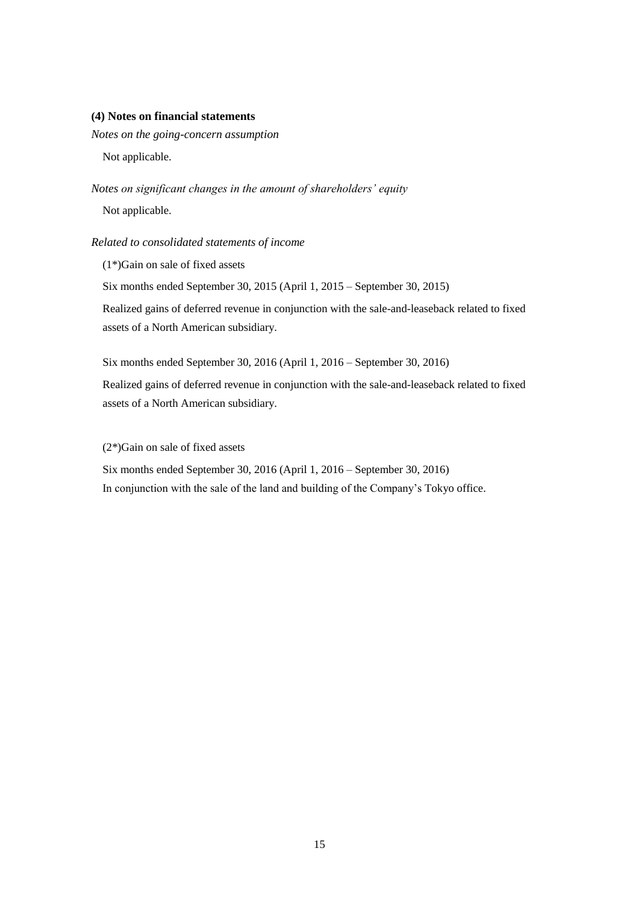### (4) Notes on financial statements

*Notes on the going-concern assumption*

Not applicable.

*Notes on significant changes in the amount of shareholders' equity*

Not applicable.

*Related to consolidated statements of income*

(1*)Gain on sale of fixed assets

Six months ended September 30, 2015 (April 1, 2015 – September 30, 2015)

Realized gains of deferred revenue in conjunction with the sale-and-leaseback related to fixed assets of a North American subsidiary.

Six months ended September 30, 2016 (April 1, 2016 – September 30, 2016)

Realized gains of deferred revenue in conjunction with the sale-and-leaseback related to fixed assets of a North American subsidiary.

(2*)Gain on sale of fixed assets

Six months ended September 30, 2016 (April 1, 2016 – September 30, 2016)

In conjunction with the sale of the land and building of the Company's Tokyo office.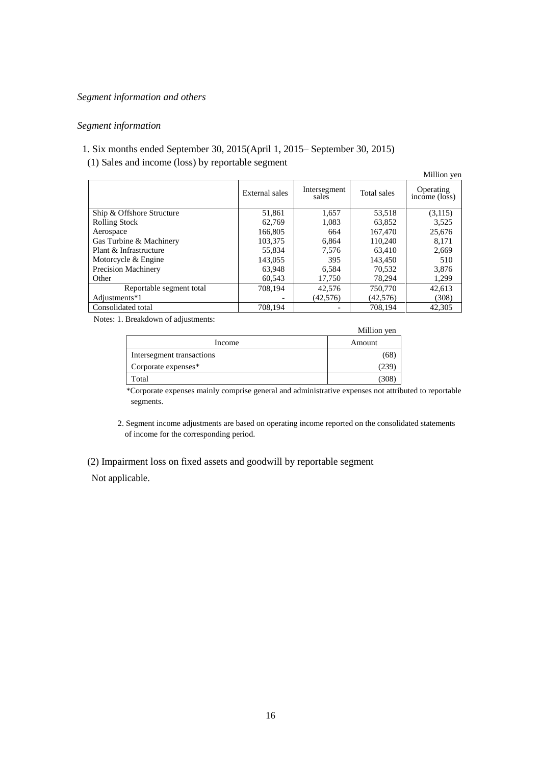*Segment information and others*

*Segment information*

1. Six months ended September 30, 2015(April 1, 2015– September 30, 2015)

(1) Sales and income (loss) by reportable segment

Million yen

| | External sales | Intersegment sales | Total sales | Operating income (loss) |
|---|---|---|---|---|
| Ship & Offshore Structure | 51,861 | 1,657 | 53,518 | (3,115) |
| Rolling Stock | 62,769 | 1,083 | 63,852 | 3,525 |
| Aerospace | 166,805 | 664 | 167,470 | 25,676 |
| Gas Turbine & Machinery | 103,375 | 6,864 | 110,240 | 8,171 |
| Plant & Infrastructure | 55,834 | 7,576 | 63,410 | 2,669 |
| Motorcycle & Engine | 143,055 | 395 | 143,450 | 510 |
| Precision Machinery | 63,948 | 6,584 | 70,532 | 3,876 |
| Other | 60,543 | 17,750 | 78,294 | 1,299 |
| Reportable segment total | 708,194 | 42,576 | 750,770 | 42,613 |
| Adjustments*1 | - | (42,576) | (42,576) | (308) |
| Consolidated total | 708,194 | - | 708,194 | 42,305 |

Notes: 1. Breakdown of adjustments:

Million yen

| Income | Amount |
|---|---|
| Intersegment transactions | (68) |
| Corporate expenses* | (239) |
| Total | (308) |

*Corporate expenses mainly comprise general and administrative expenses not attributed to reportable segments.

2. Segment income adjustments are based on operating income reported on the consolidated statements of income for the corresponding period.

(2) Impairment loss on fixed assets and goodwill by reportable segment

Not applicable.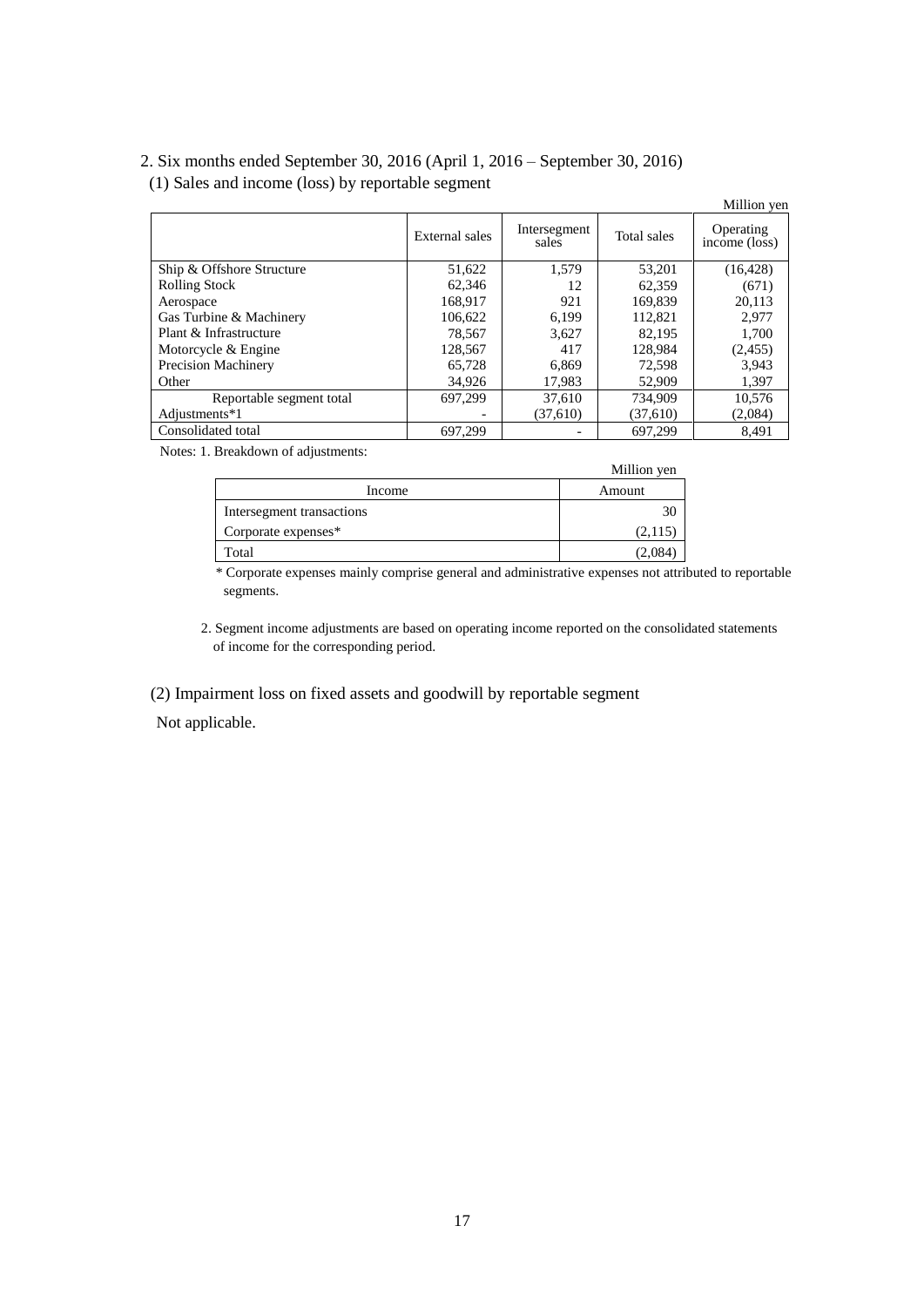2. Six months ended September 30, 2016 (April 1, 2016 – September 30, 2016)

(1) Sales and income (loss) by reportable segment

Million yen

| | External sales | Intersegment sales | Total sales | Operating income (loss) |
|---|---|---|---|---|
| Ship & Offshore Structure | 51,622 | 1,579 | 53,201 | (16,428) |
| Rolling Stock | 62,346 | 12 | 62,359 | (671) |
| Aerospace | 168,917 | 921 | 169,839 | 20,113 |
| Gas Turbine & Machinery | 106,622 | 6,199 | 112,821 | 2,977 |
| Plant & Infrastructure | 78,567 | 3,627 | 82,195 | 1,700 |
| Motorcycle & Engine | 128,567 | 417 | 128,984 | (2,455) |
| Precision Machinery | 65,728 | 6,869 | 72,598 | 3,943 |
| Other | 34,926 | 17,983 | 52,909 | 1,397 |
| Reportable segment total | 697,299 | 37,610 | 734,909 | 10,576 |
| Adjustments*1 | - | (37,610) | (37,610) | (2,084) |
| Consolidated total | 697,299 | - | 697,299 | 8,491 |

Notes: 1. Breakdown of adjustments:

Million yen

| Income | Amount |
|---|---|
| Intersegment transactions | 30 |
| Corporate expenses* | (2,115) |
| Total | (2,084) |

\* Corporate expenses mainly comprise general and administrative expenses not attributed to reportable segments.

2. Segment income adjustments are based on operating income reported on the consolidated statements of income for the corresponding period.

(2) Impairment loss on fixed assets and goodwill by reportable segment

Not applicable.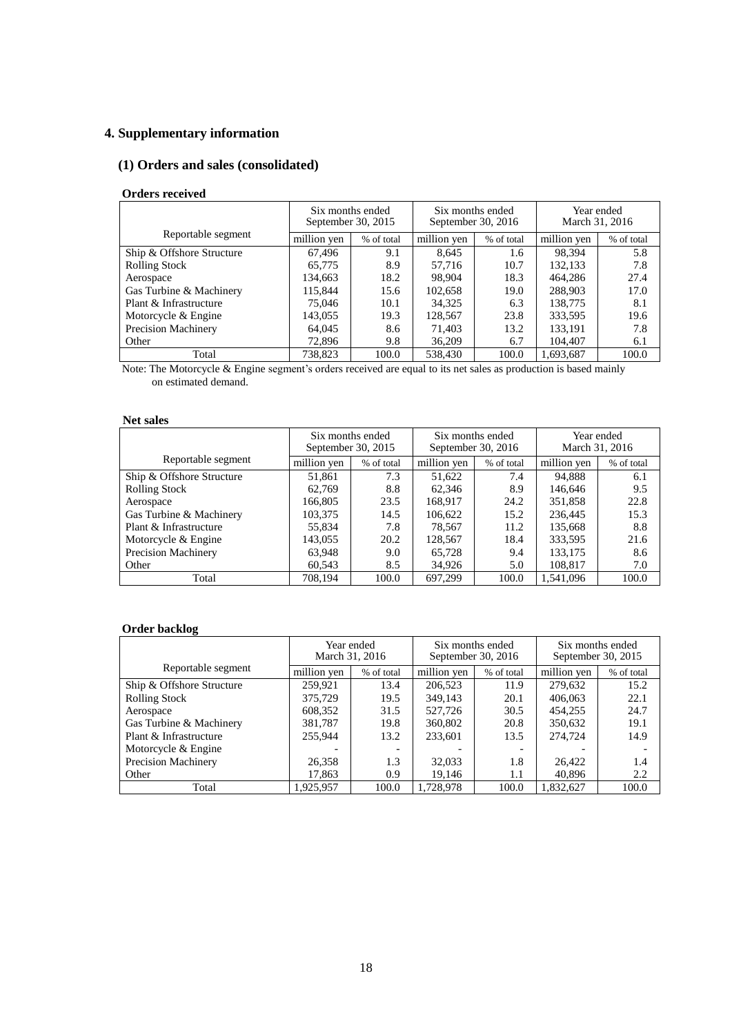## 4. Supplementary information

### (1) Orders and sales (consolidated)

**Orders received**

| Reportable segment | Six months ended September 30, 2015 | | Six months ended September 30, 2016 | | Year ended March 31, 2016 | |
|---|---|---|---|---|---|---|
| | million yen | % of total | million yen | % of total | million yen | % of total |
| Ship & Offshore Structure | 67,496 | 9.1 | 8,645 | 1.6 | 98,394 | 5.8 |
| Rolling Stock | 65,775 | 8.9 | 57,716 | 10.7 | 132,133 | 7.8 |
| Aerospace | 134,663 | 18.2 | 98,904 | 18.3 | 464,286 | 27.4 |
| Gas Turbine & Machinery | 115,844 | 15.6 | 102,658 | 19.0 | 288,903 | 17.0 |
| Plant & Infrastructure | 75,046 | 10.1 | 34,325 | 6.3 | 138,775 | 8.1 |
| Motorcycle & Engine | 143,055 | 19.3 | 128,567 | 23.8 | 333,595 | 19.6 |
| Precision Machinery | 64,045 | 8.6 | 71,403 | 13.2 | 133,191 | 7.8 |
| Other | 72,896 | 9.8 | 36,209 | 6.7 | 104,407 | 6.1 |
| Total | 738,823 | 100.0 | 538,430 | 100.0 | 1,693,687 | 100.0 |

Note: The Motorcycle & Engine segment's orders received are equal to its net sales as production is based mainly on estimated demand.

**Net sales**

| Reportable segment | Six months ended September 30, 2015 | | Six months ended September 30, 2016 | | Year ended March 31, 2016 | |
|---|---|---|---|---|---|---|
| | million yen | % of total | million yen | % of total | million yen | % of total |
| Ship & Offshore Structure | 51,861 | 7.3 | 51,622 | 7.4 | 94,888 | 6.1 |
| Rolling Stock | 62,769 | 8.8 | 62,346 | 8.9 | 146,646 | 9.5 |
| Aerospace | 166,805 | 23.5 | 168,917 | 24.2 | 351,858 | 22.8 |
| Gas Turbine & Machinery | 103,375 | 14.5 | 106,622 | 15.2 | 236,445 | 15.3 |
| Plant & Infrastructure | 55,834 | 7.8 | 78,567 | 11.2 | 135,668 | 8.8 |
| Motorcycle & Engine | 143,055 | 20.2 | 128,567 | 18.4 | 333,595 | 21.6 |
| Precision Machinery | 63,948 | 9.0 | 65,728 | 9.4 | 133,175 | 8.6 |
| Other | 60,543 | 8.5 | 34,926 | 5.0 | 108,817 | 7.0 |
| Total | 708,194 | 100.0 | 697,299 | 100.0 | 1,541,096 | 100.0 |

**Order backlog**

| Reportable segment | Year ended March 31, 2016 | | Six months ended September 30, 2016 | | Six months ended September 30, 2015 | |
|---|---|---|---|---|---|---|
| | million yen | % of total | million yen | % of total | million yen | % of total |
| Ship & Offshore Structure | 259,921 | 13.4 | 206,523 | 11.9 | 279,632 | 15.2 |
| Rolling Stock | 375,729 | 19.5 | 349,143 | 20.1 | 406,063 | 22.1 |
| Aerospace | 608,352 | 31.5 | 527,726 | 30.5 | 454,255 | 24.7 |
| Gas Turbine & Machinery | 381,787 | 19.8 | 360,802 | 20.8 | 350,632 | 19.1 |
| Plant & Infrastructure | 255,944 | 13.2 | 233,601 | 13.5 | 274,724 | 14.9 |
| Motorcycle & Engine | - | - | - | - | - | - |
| Precision Machinery | 26,358 | 1.3 | 32,033 | 1.8 | 26,422 | 1.4 |
| Other | 17,863 | 0.9 | 19,146 | 1.1 | 40,896 | 2.2 |
| Total | 1,925,957 | 100.0 | 1,728,978 | 100.0 | 1,832,627 | 100.0 |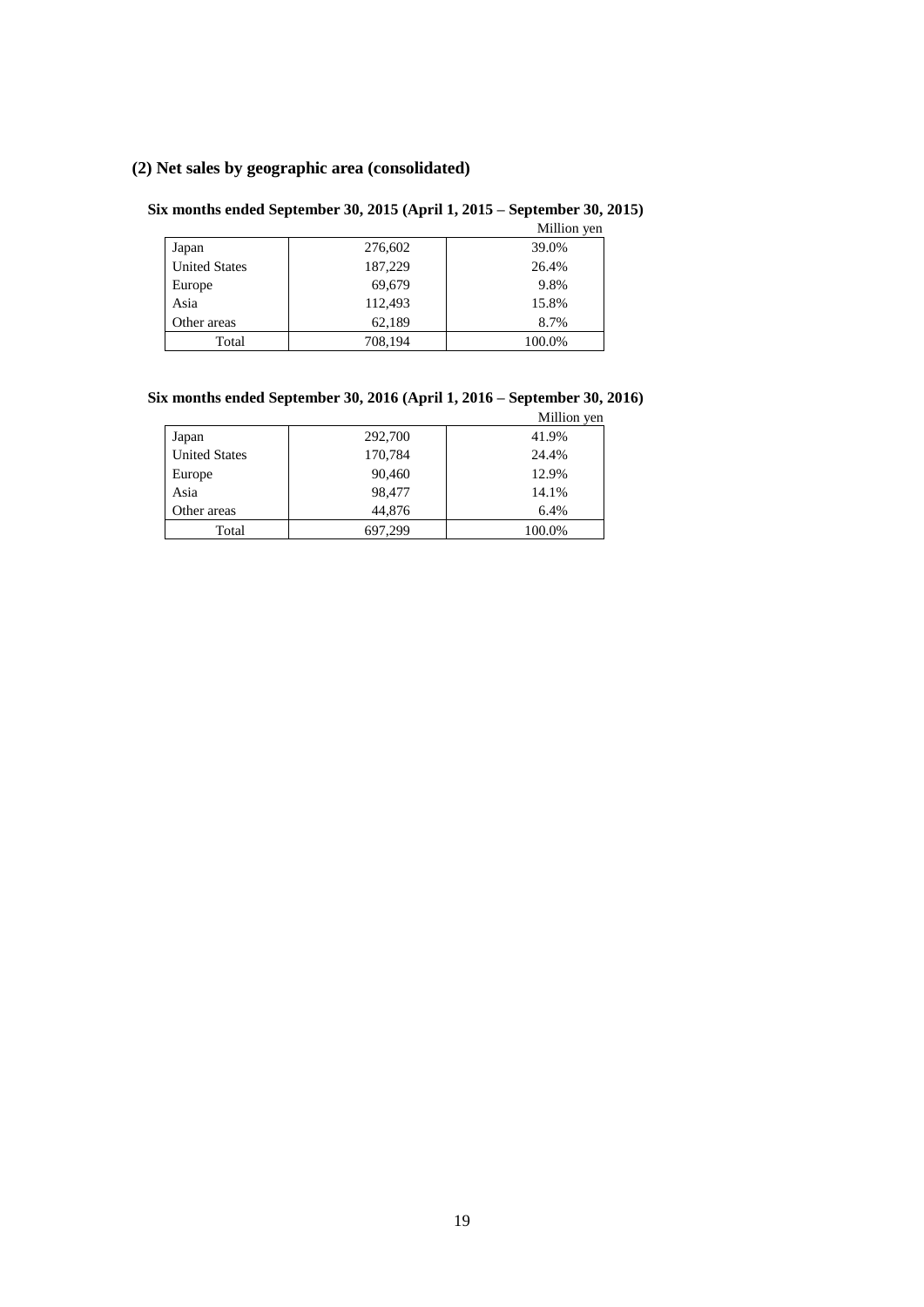### (2) Net sales by geographic area (consolidated)

**Six months ended September 30, 2015 (April 1, 2015 – September 30, 2015)**

Million yen

| | | |
|---|---|---|
| Japan | 276,602 | 39.0% |
| United States | 187,229 | 26.4% |
| Europe | 69,679 | 9.8% |
| Asia | 112,493 | 15.8% |
| Other areas | 62,189 | 8.7% |
| Total | 708,194 | 100.0% |

**Six months ended September 30, 2016 (April 1, 2016 – September 30, 2016)**

Million yen

| | | |
|---|---|---|
| Japan | 292,700 | 41.9% |
| United States | 170,784 | 24.4% |
| Europe | 90,460 | 12.9% |
| Asia | 98,477 | 14.1% |
| Other areas | 44,876 | 6.4% |
| Total | 697,299 | 100.0% |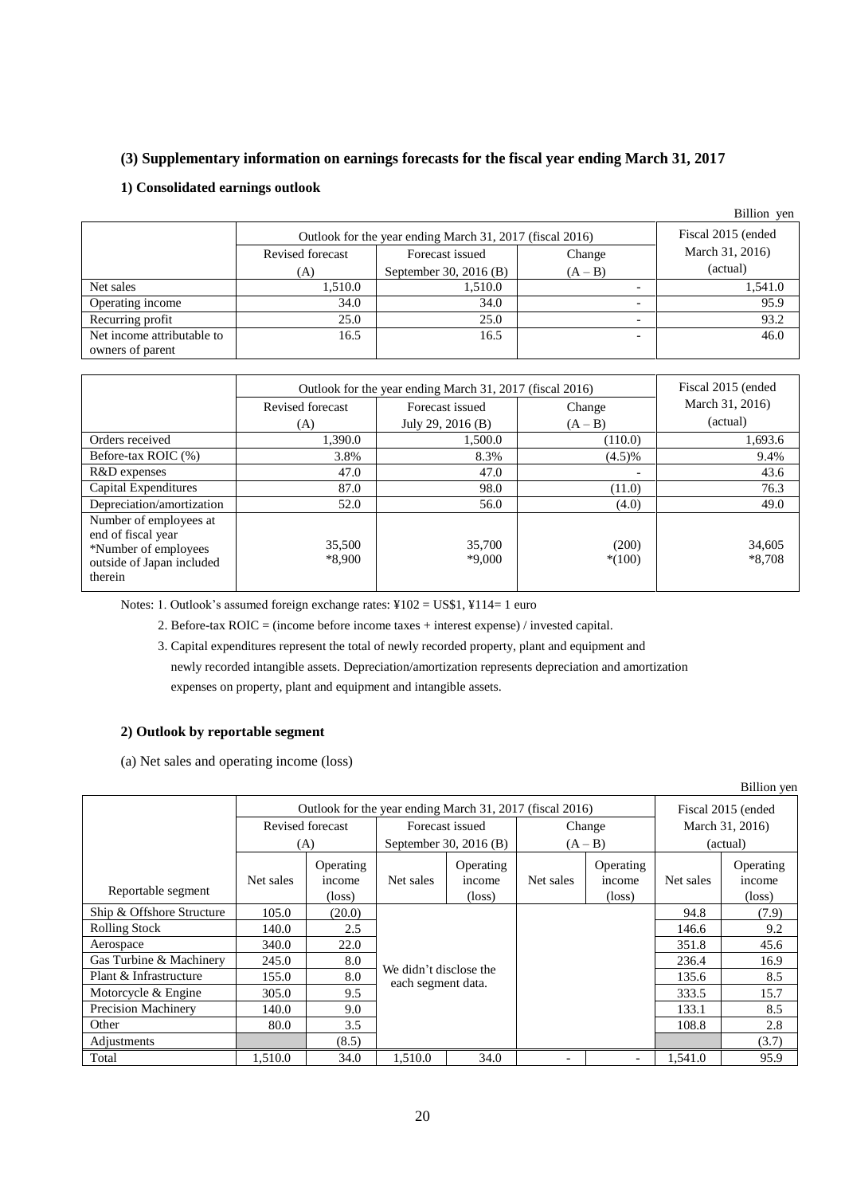### (3) Supplementary information on earnings forecasts for the fiscal year ending March 31, 2017

#### 1) Consolidated earnings outlook

Billion yen

| | Outlook for the year ending March 31, 2017 (fiscal 2016) | | | Fiscal 2015 (ended March 31, 2016) (actual) |
|---|---|---|---|---|
| | Revised forecast (A) | Forecast issued September 30, 2016 (B) | Change (A – B) | |
| Net sales | 1,510.0 | 1,510.0 | - | 1,541.0 |
| Operating income | 34.0 | 34.0 | - | 95.9 |
| Recurring profit | 25.0 | 25.0 | - | 93.2 |
| Net income attributable to owners of parent | 16.5 | 16.5 | - | 46.0 |

| | Outlook for the year ending March 31, 2017 (fiscal 2016) | | | Fiscal 2015 (ended March 31, 2016) (actual) |
|---|---|---|---|---|
| | Revised forecast (A) | Forecast issued July 29, 2016 (B) | Change (A – B) | |
| Orders received | 1,390.0 | 1,500.0 | (110.0) | 1,693.6 |
| Before-tax ROIC (%) | 3.8% | 8.3% | (4.5)% | 9.4% |
| R&D expenses | 47.0 | 47.0 | - | 43.6 |
| Capital Expenditures | 87.0 | 98.0 | (11.0) | 76.3 |
| Depreciation/amortization | 52.0 | 56.0 | (4.0) | 49.0 |
| Number of employees at end of fiscal year *Number of employees outside of Japan included therein | 35,500 *8,900 | 35,700 *9,000 | (200) *(100) | 34,605 *8,708 |

Notes: 1. Outlook's assumed foreign exchange rates: ¥102 = US$1, ¥114= 1 euro

2. Before-tax ROIC = (income before income taxes + interest expense) / invested capital.

3. Capital expenditures represent the total of newly recorded property, plant and equipment and newly recorded intangible assets. Depreciation/amortization represents depreciation and amortization expenses on property, plant and equipment and intangible assets.

#### 2) Outlook by reportable segment

(a) Net sales and operating income (loss)

Billion yen

| | Outlook for the year ending March 31, 2017 (fiscal 2016) | | | | | | Fiscal 2015 (ended March 31, 2016) (actual) | |
|---|---|---|---|---|---|---|---|---|
| | Revised forecast (A) | | Forecast issued September 30, 2016 (B) | | Change (A – B) | | | |
| Reportable segment | Net sales | Operating income (loss) | Net sales | Operating income (loss) | Net sales | Operating income (loss) | Net sales | Operating income (loss) |
| Ship & Offshore Structure | 105.0 | (20.0) | We didn't disclose the each segment data. | | | | 94.8 | (7.9) |
| Rolling Stock | 140.0 | 2.5 | | | | | 146.6 | 9.2 |
| Aerospace | 340.0 | 22.0 | | | | | 351.8 | 45.6 |
| Gas Turbine & Machinery | 245.0 | 8.0 | | | | | 236.4 | 16.9 |
| Plant & Infrastructure | 155.0 | 8.0 | | | | | 135.6 | 8.5 |
| Motorcycle & Engine | 305.0 | 9.5 | | | | | 333.5 | 15.7 |
| Precision Machinery | 140.0 | 9.0 | | | | | 133.1 | 8.5 |
| Other | 80.0 | 3.5 | | | | | 108.8 | 2.8 |
| Adjustments | | (8.5) | | | | | | (3.7) |
| Total | 1,510.0 | 34.0 | 1,510.0 | 34.0 | - | - | 1,541.0 | 95.9 |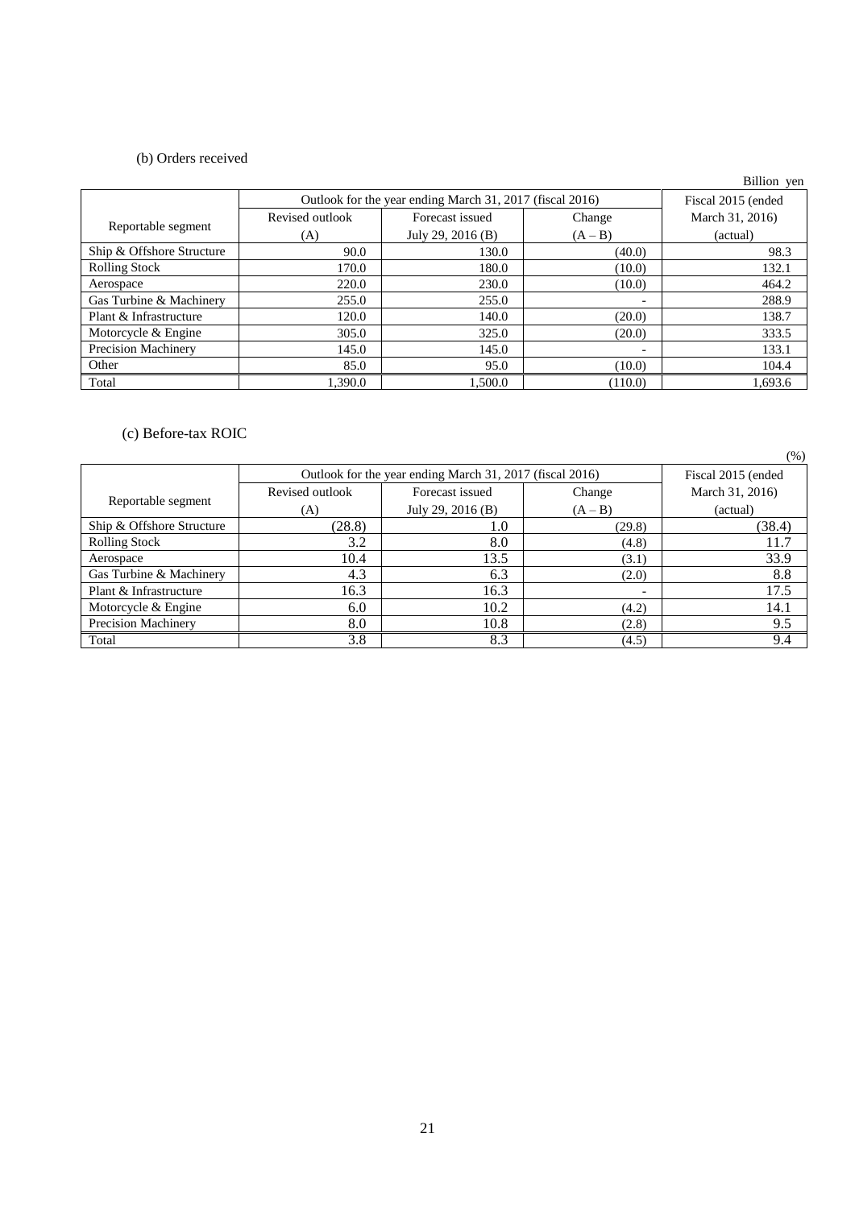(b) Orders received

Billion yen

| Reportable segment | Outlook for the year ending March 31, 2017 (fiscal 2016) | | | Fiscal 2015 (ended March 31, 2016) (actual) |
|---|---|---|---|---|
| | Revised outlook (A) | Forecast issued July 29, 2016 (B) | Change (A – B) | |
| Ship & Offshore Structure | 90.0 | 130.0 | (40.0) | 98.3 |
| Rolling Stock | 170.0 | 180.0 | (10.0) | 132.1 |
| Aerospace | 220.0 | 230.0 | (10.0) | 464.2 |
| Gas Turbine & Machinery | 255.0 | 255.0 | - | 288.9 |
| Plant & Infrastructure | 120.0 | 140.0 | (20.0) | 138.7 |
| Motorcycle & Engine | 305.0 | 325.0 | (20.0) | 333.5 |
| Precision Machinery | 145.0 | 145.0 | - | 133.1 |
| Other | 85.0 | 95.0 | (10.0) | 104.4 |
| Total | 1,390.0 | 1,500.0 | (110.0) | 1,693.6 |

(c) Before-tax ROIC

(%)

| Reportable segment | Outlook for the year ending March 31, 2017 (fiscal 2016) | | | Fiscal 2015 (ended March 31, 2016) (actual) |
|---|---|---|---|---|
| | Revised outlook (A) | Forecast issued July 29, 2016 (B) | Change (A – B) | |
| Ship & Offshore Structure | (28.8) | 1.0 | (29.8) | (38.4) |
| Rolling Stock | 3.2 | 8.0 | (4.8) | 11.7 |
| Aerospace | 10.4 | 13.5 | (3.1) | 33.9 |
| Gas Turbine & Machinery | 4.3 | 6.3 | (2.0) | 8.8 |
| Plant & Infrastructure | 16.3 | 16.3 | - | 17.5 |
| Motorcycle & Engine | 6.0 | 10.2 | (4.2) | 14.1 |
| Precision Machinery | 8.0 | 10.8 | (2.8) | 9.5 |
| Total | 3.8 | 8.3 | (4.5) | 9.4 |